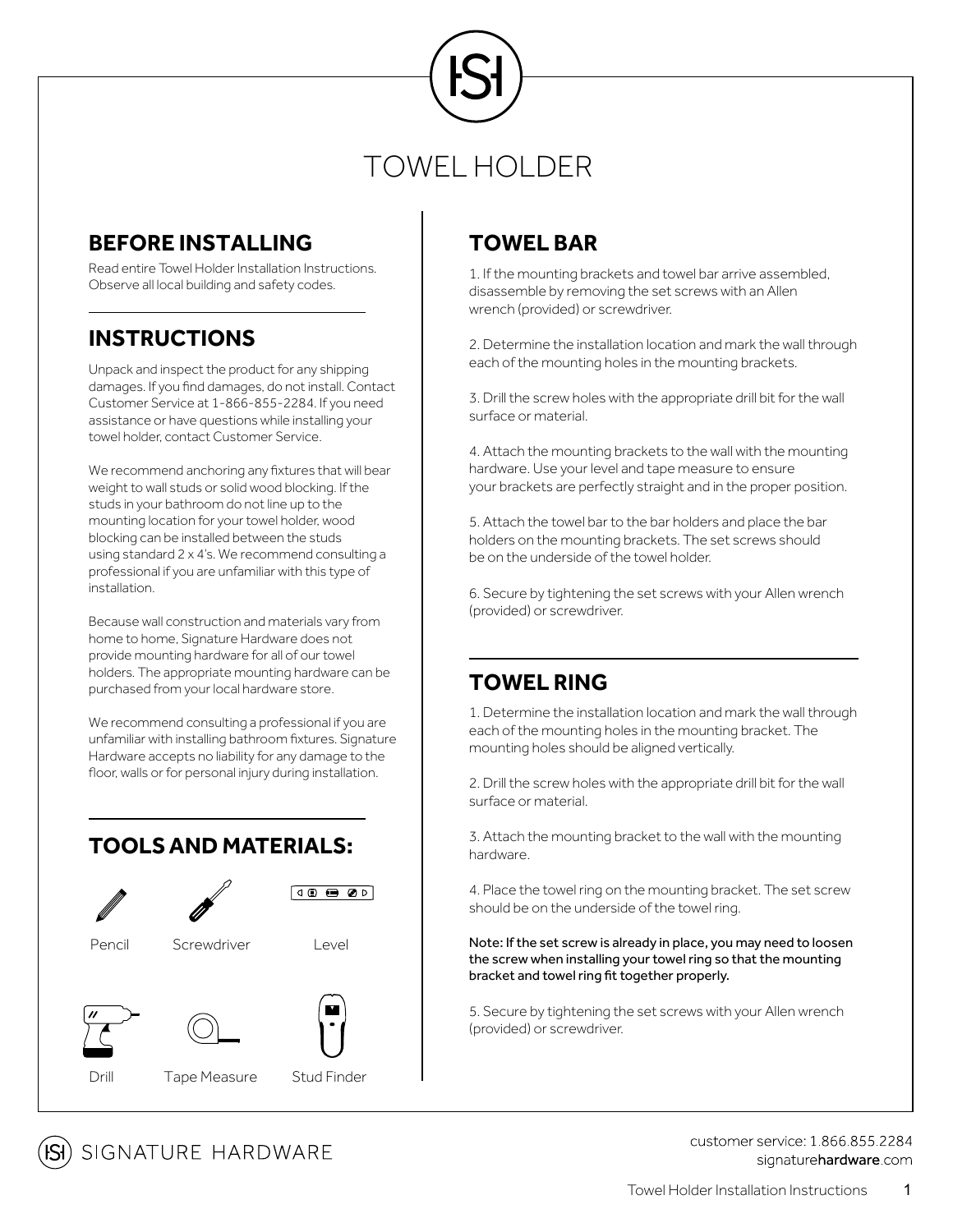# TOWEL HOLDER

## BEFORE INSTALLING

Read entire Towel Holder Installation Instructions. Observe all local building and safety codes.

## INSTRUCTIONS

Unpack and inspect the product for any shipping damages. If you find damages, do not install. Contact Customer Service at 1-866-855-2284. If you need assistance or have questions while installing your towel holder, contact Customer Service.

We recommend anchoring any fixtures that will bear weight to wall studs or solid wood blocking. If the studs in your bathroom do not line up to the mounting location for your towel holder, wood blocking can be installed between the studs using standard 2 x 4's. We recommend consulting a professional if you are unfamiliar with this type of installation.

Because wall construction and materials vary from home to home, Signature Hardware does not provide mounting hardware for all of our towel holders. The appropriate mounting hardware can be purchased from your local hardware store.

We recommend consulting a professional if you are unfamiliar with installing bathroom fixtures. Signature Hardware accepts no liability for any damage to the floor, walls or for personal injury during installation.

## TOOLS AND MATERIALS:

Pencil

Screwdriver

Level

Drill

Tape Measure

Stud Finder

## TOWEL BAR

1. If the mounting brackets and towel bar arrive assembled, disassemble by removing the set screws with an Allen wrench (provided) or screwdriver.

2. Determine the installation location and mark the wall through each of the mounting holes in the mounting brackets.

3. Drill the screw holes with the appropriate drill bit for the wall surface or material.

4. Attach the mounting brackets to the wall with the mounting hardware. Use your level and tape measure to ensure your brackets are perfectly straight and in the proper position.

5. Attach the towel bar to the bar holders and place the bar holders on the mounting brackets. The set screws should be on the underside of the towel holder.

6. Secure by tightening the set screws with your Allen wrench (provided) or screwdriver.

## TOWEL RING

1. Determine the installation location and mark the wall through each of the mounting holes in the mounting bracket. The mounting holes should be aligned vertically.

2. Drill the screw holes with the appropriate drill bit for the wall surface or material.

3. Attach the mounting bracket to the wall with the mounting hardware.

4. Place the towel ring on the mounting bracket. The set screw should be on the underside of the towel ring.

Note: If the set screw is already in place, you may need to loosen the screw when installing your towel ring so that the mounting bracket and towel ring fit together properly.

5. Secure by tightening the set screws with your Allen wrench (provided) or screwdriver.

SIGNATURE HARDWARE

customer service: 1.866.855.2284
signaturehardware.com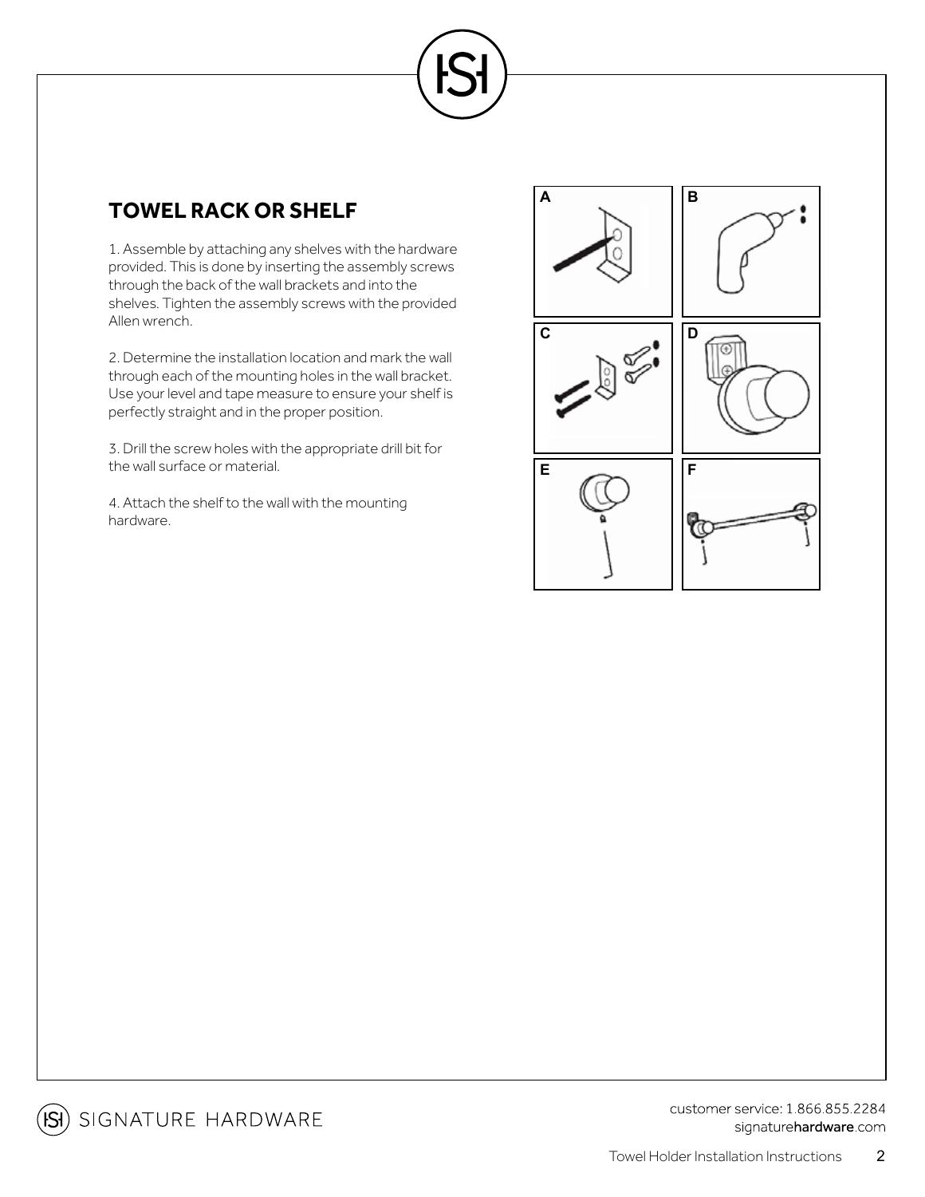## TOWEL RACK OR SHELF

1. Assemble by attaching any shelves with the hardware provided. This is done by inserting the assembly screws through the back of the wall brackets and into the shelves. Tighten the assembly screws with the provided Allen wrench.

2. Determine the installation location and mark the wall through each of the mounting holes in the wall bracket. Use your level and tape measure to ensure your shelf is perfectly straight and in the proper position.

3. Drill the screw holes with the appropriate drill bit for the wall surface or material.

4. Attach the shelf to the wall with the mounting hardware.

A

B

C

D

E

F

customer service: 1.866.855.2284
signaturehardware.com